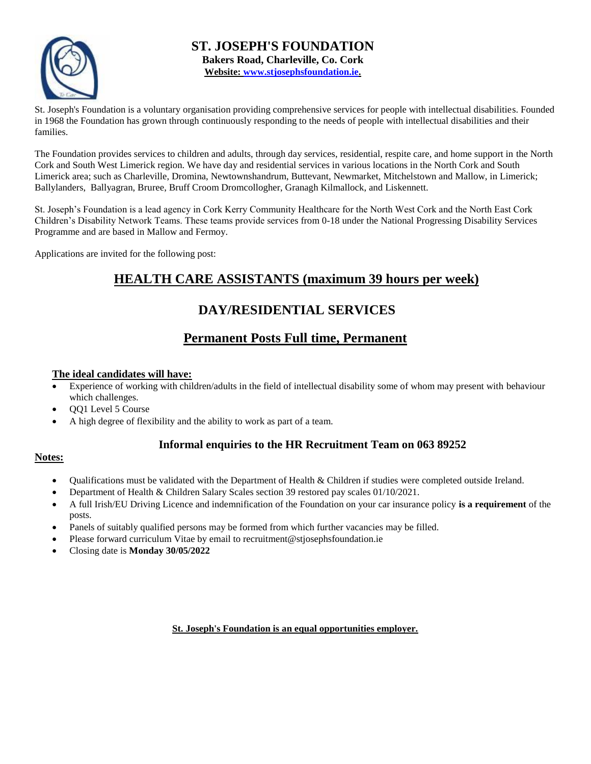# ST. JOSEPH'S FOUNDATION

**Bakers Road, Charleville, Co. Cork**

**Website: www.stjosephsfoundation.ie.**

St. Joseph's Foundation is a voluntary organisation providing comprehensive services for people with intellectual disabilities. Founded in 1968 the Foundation has grown through continuously responding to the needs of people with intellectual disabilities and their families.

The Foundation provides services to children and adults, through day services, residential, respite care, and home support in the North Cork and South West Limerick region. We have day and residential services in various locations in the North Cork and South Limerick area; such as Charleville, Dromina, Newtownshandrum, Buttevant, Newmarket, Mitchelstown and Mallow, in Limerick; Ballylanders, Ballyagran, Bruree, Bruff Croom Dromcollogher, Granagh Kilmallock, and Liskennett.

St. Joseph's Foundation is a lead agency in Cork Kerry Community Healthcare for the North West Cork and the North East Cork Children's Disability Network Teams. These teams provide services from 0-18 under the National Progressing Disability Services Programme and are based in Mallow and Fermoy.

Applications are invited for the following post:

## HEALTH CARE ASSISTANTS (maximum 39 hours per week)

## DAY/RESIDENTIAL SERVICES

## Permanent Posts Full time, Permanent

**The ideal candidates will have:**

- Experience of working with children/adults in the field of intellectual disability some of whom may present with behaviour which challenges.
- QQ1 Level 5 Course
- A high degree of flexibility and the ability to work as part of a team.

**Informal enquiries to the HR Recruitment Team on 063 89252**

**Notes:**

- Qualifications must be validated with the Department of Health & Children if studies were completed outside Ireland.
- Department of Health & Children Salary Scales section 39 restored pay scales 01/10/2021.
- A full Irish/EU Driving Licence and indemnification of the Foundation on your car insurance policy **is a requirement** of the posts.
- Panels of suitably qualified persons may be formed from which further vacancies may be filled.
- Please forward curriculum Vitae by email to recruitment@stjosephsfoundation.ie
- Closing date is **Monday 30/05/2022**

**St. Joseph's Foundation is an equal opportunities employer.**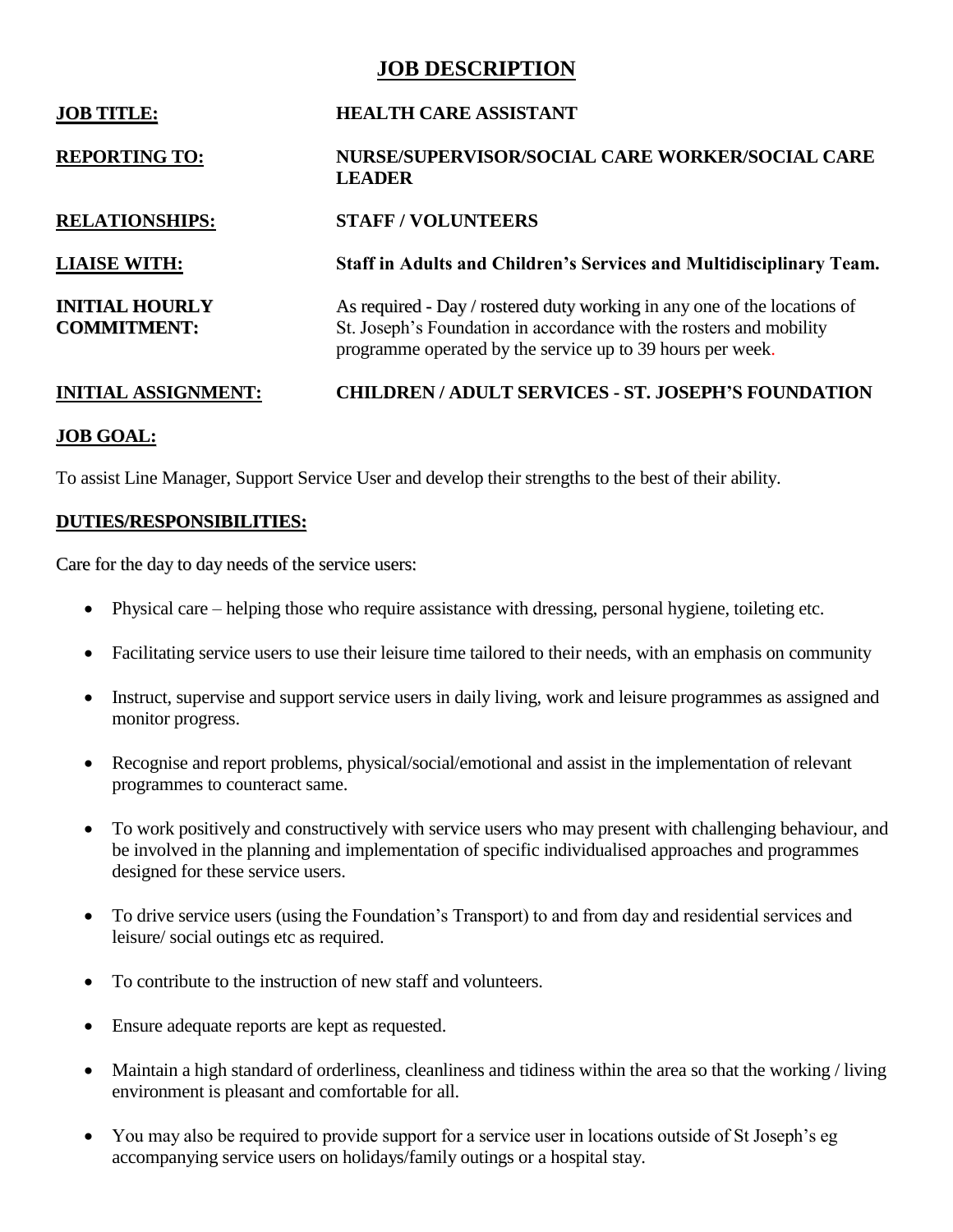## JOB DESCRIPTION

**JOB TITLE:** **HEALTH CARE ASSISTANT**

**REPORTING TO:** **NURSE/SUPERVISOR/SOCIAL CARE WORKER/SOCIAL CARE LEADER**

**RELATIONSHIPS:** **STAFF / VOLUNTEERS**

**LIAISE WITH:** **Staff in Adults and Children's Services and Multidisciplinary Team.**

**INITIAL HOURLY COMMITMENT:** As required - Day / rostered duty working in any one of the locations of St. Joseph's Foundation in accordance with the rosters and mobility programme operated by the service up to 39 hours per week.

**INITIAL ASSIGNMENT:** **CHILDREN / ADULT SERVICES - ST. JOSEPH'S FOUNDATION**

**JOB GOAL:**

To assist Line Manager, Support Service User and develop their strengths to the best of their ability.

**DUTIES/RESPONSIBILITIES:**

Care for the day to day needs of the service users:

- Physical care – helping those who require assistance with dressing, personal hygiene, toileting etc.
- Facilitating service users to use their leisure time tailored to their needs, with an emphasis on community
- Instruct, supervise and support service users in daily living, work and leisure programmes as assigned and monitor progress.
- Recognise and report problems, physical/social/emotional and assist in the implementation of relevant programmes to counteract same.
- To work positively and constructively with service users who may present with challenging behaviour, and be involved in the planning and implementation of specific individualised approaches and programmes designed for these service users.
- To drive service users (using the Foundation's Transport) to and from day and residential services and leisure/ social outings etc as required.
- To contribute to the instruction of new staff and volunteers.
- Ensure adequate reports are kept as requested.
- Maintain a high standard of orderliness, cleanliness and tidiness within the area so that the working / living environment is pleasant and comfortable for all.
- You may also be required to provide support for a service user in locations outside of St Joseph's eg accompanying service users on holidays/family outings or a hospital stay.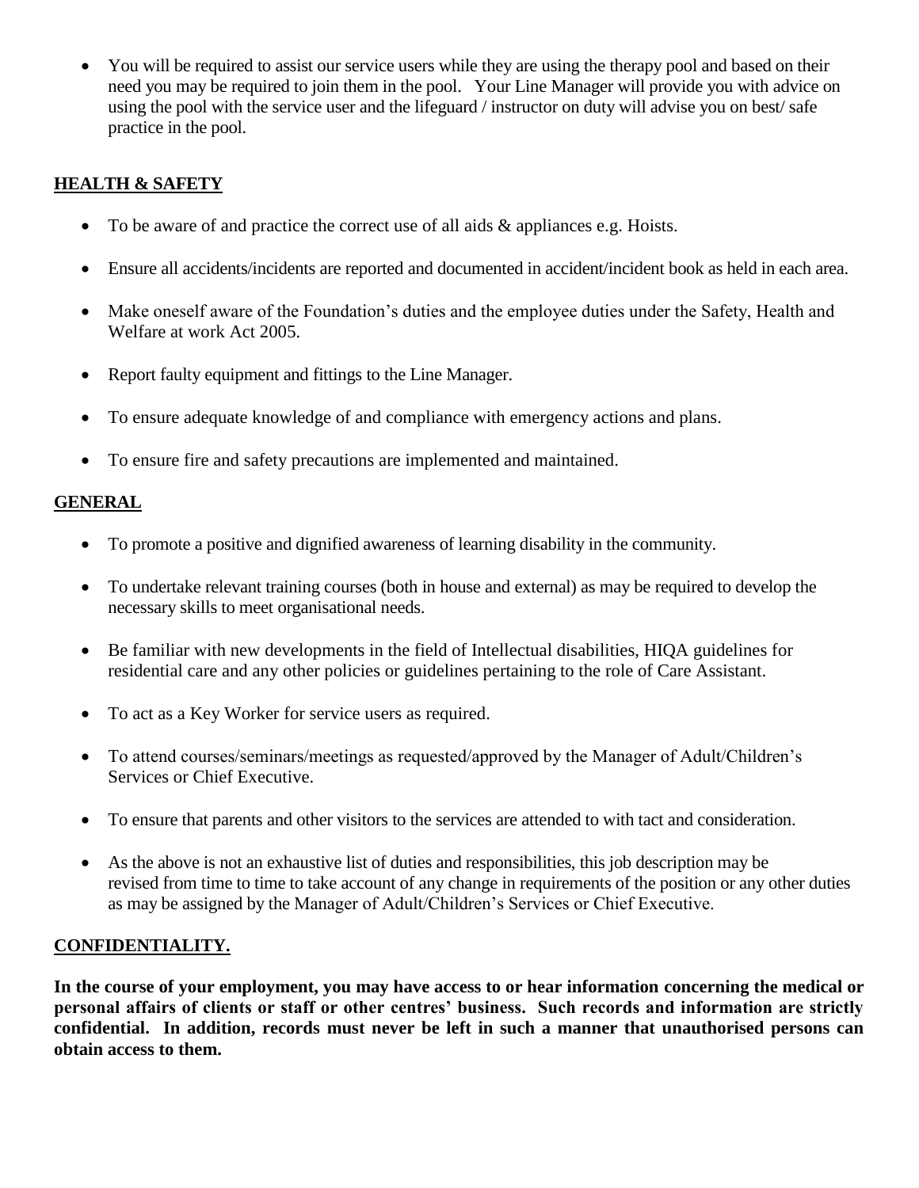- You will be required to assist our service users while they are using the therapy pool and based on their need you may be required to join them in the pool. Your Line Manager will provide you with advice on using the pool with the service user and the lifeguard / instructor on duty will advise you on best/ safe practice in the pool.

## HEALTH & SAFETY

- To be aware of and practice the correct use of all aids & appliances e.g. Hoists.
- Ensure all accidents/incidents are reported and documented in accident/incident book as held in each area.
- Make oneself aware of the Foundation's duties and the employee duties under the Safety, Health and Welfare at work Act 2005.
- Report faulty equipment and fittings to the Line Manager.
- To ensure adequate knowledge of and compliance with emergency actions and plans.
- To ensure fire and safety precautions are implemented and maintained.

## GENERAL

- To promote a positive and dignified awareness of learning disability in the community.
- To undertake relevant training courses (both in house and external) as may be required to develop the necessary skills to meet organisational needs.
- Be familiar with new developments in the field of Intellectual disabilities, HIQA guidelines for residential care and any other policies or guidelines pertaining to the role of Care Assistant.
- To act as a Key Worker for service users as required.
- To attend courses/seminars/meetings as requested/approved by the Manager of Adult/Children's Services or Chief Executive.
- To ensure that parents and other visitors to the services are attended to with tact and consideration.
- As the above is not an exhaustive list of duties and responsibilities, this job description may be revised from time to time to take account of any change in requirements of the position or any other duties as may be assigned by the Manager of Adult/Children's Services or Chief Executive.

## CONFIDENTIALITY.

**In the course of your employment, you may have access to or hear information concerning the medical or personal affairs of clients or staff or other centres' business. Such records and information are strictly confidential. In addition, records must never be left in such a manner that unauthorised persons can obtain access to them.**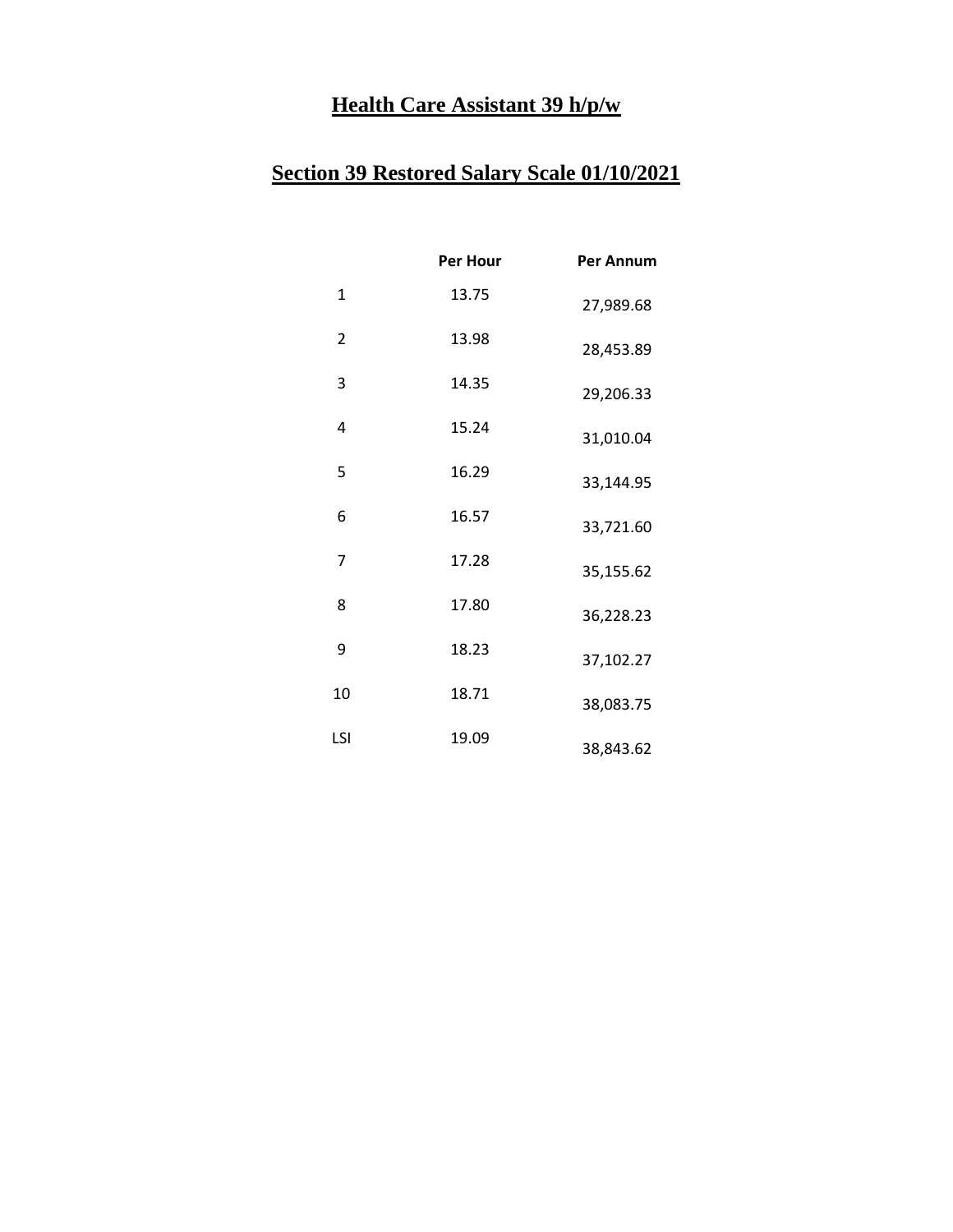# Health Care Assistant 39 h/p/w

## Section 39 Restored Salary Scale 01/10/2021

| | Per Hour | Per Annum |
|---|---|---|
| 1 | 13.75 | 27,989.68 |
| 2 | 13.98 | 28,453.89 |
| 3 | 14.35 | 29,206.33 |
| 4 | 15.24 | 31,010.04 |
| 5 | 16.29 | 33,144.95 |
| 6 | 16.57 | 33,721.60 |
| 7 | 17.28 | 35,155.62 |
| 8 | 17.80 | 36,228.23 |
| 9 | 18.23 | 37,102.27 |
| 10 | 18.71 | 38,083.75 |
| LSI | 19.09 | 38,843.62 |